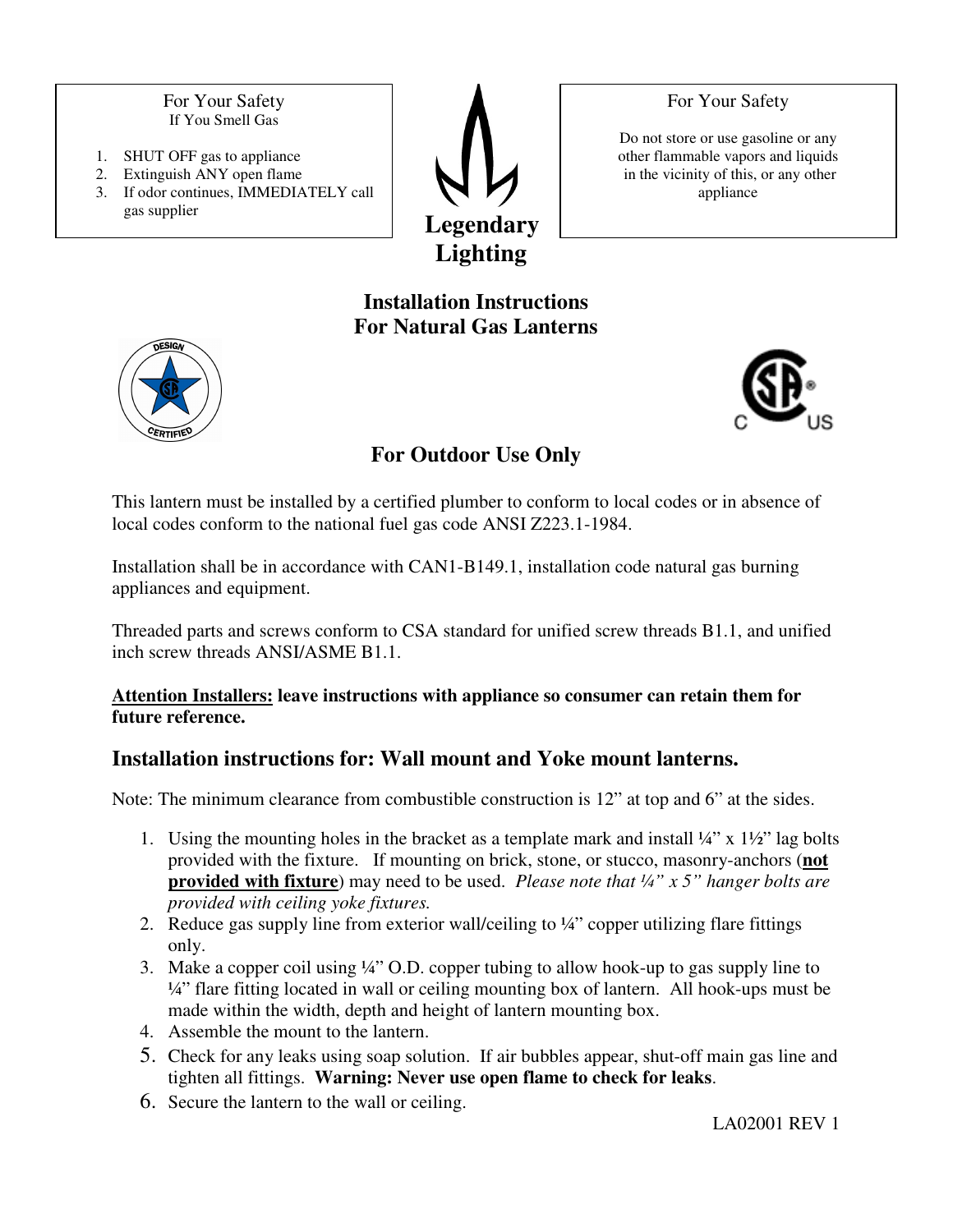For Your Safety
If You Smell Gas

1. SHUT OFF gas to appliance
2. Extinguish ANY open flame
3. If odor continues, IMMEDIATELY call gas supplier

**Legendary Lighting**

For Your Safety

Do not store or use gasoline or any other flammable vapors and liquids in the vicinity of this, or any other appliance

# Installation Instructions For Natural Gas Lanterns

## For Outdoor Use Only

This lantern must be installed by a certified plumber to conform to local codes or in absence of local codes conform to the national fuel gas code ANSI Z223.1-1984.

Installation shall be in accordance with CAN1-B149.1, installation code natural gas burning appliances and equipment.

Threaded parts and screws conform to CSA standard for unified screw threads B1.1, and unified inch screw threads ANSI/ASME B1.1.

**Attention Installers: leave instructions with appliance so consumer can retain them for future reference.**

## Installation instructions for: Wall mount and Yoke mount lanterns.

Note: The minimum clearance from combustible construction is 12" at top and 6" at the sides.

1. Using the mounting holes in the bracket as a template mark and install ¼" x 1½" lag bolts provided with the fixture. If mounting on brick, stone, or stucco, masonry-anchors (**not provided with fixture**) may need to be used. *Please note that ¼" x 5" hanger bolts are provided with ceiling yoke fixtures.*
2. Reduce gas supply line from exterior wall/ceiling to ¼" copper utilizing flare fittings only.
3. Make a copper coil using ¼" O.D. copper tubing to allow hook-up to gas supply line to ¼" flare fitting located in wall or ceiling mounting box of lantern. All hook-ups must be made within the width, depth and height of lantern mounting box.
4. Assemble the mount to the lantern.
5. Check for any leaks using soap solution. If air bubbles appear, shut-off main gas line and tighten all fittings. **Warning: Never use open flame to check for leaks**.
6. Secure the lantern to the wall or ceiling.

LA02001 REV 1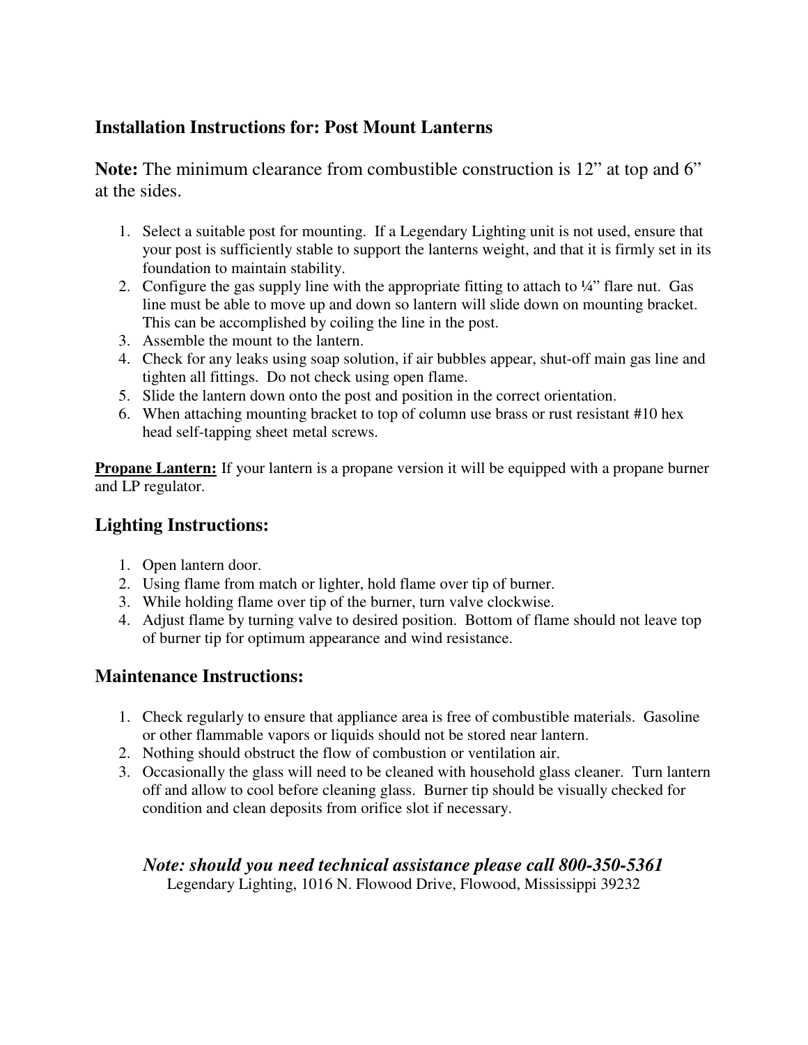## Installation Instructions for: Post Mount Lanterns

**Note:** The minimum clearance from combustible construction is 12” at top and 6” at the sides.

1. Select a suitable post for mounting. If a Legendary Lighting unit is not used, ensure that your post is sufficiently stable to support the lanterns weight, and that it is firmly set in its foundation to maintain stability.
2. Configure the gas supply line with the appropriate fitting to attach to ¼” flare nut. Gas line must be able to move up and down so lantern will slide down on mounting bracket. This can be accomplished by coiling the line in the post.
3. Assemble the mount to the lantern.
4. Check for any leaks using soap solution, if air bubbles appear, shut-off main gas line and tighten all fittings. Do not check using open flame.
5. Slide the lantern down onto the post and position in the correct orientation.
6. When attaching mounting bracket to top of column use brass or rust resistant #10 hex head self-tapping sheet metal screws.

**<u>Propane Lantern:</u>** If your lantern is a propane version it will be equipped with a propane burner and LP regulator.

## Lighting Instructions:

1. Open lantern door.
2. Using flame from match or lighter, hold flame over tip of burner.
3. While holding flame over tip of the burner, turn valve clockwise.
4. Adjust flame by turning valve to desired position. Bottom of flame should not leave top of burner tip for optimum appearance and wind resistance.

## Maintenance Instructions:

1. Check regularly to ensure that appliance area is free of combustible materials. Gasoline or other flammable vapors or liquids should not be stored near lantern.
2. Nothing should obstruct the flow of combustion or ventilation air.
3. Occasionally the glass will need to be cleaned with household glass cleaner. Turn lantern off and allow to cool before cleaning glass. Burner tip should be visually checked for condition and clean deposits from orifice slot if necessary.

***Note: should you need technical assistance please call 800-350-5361***

Legendary Lighting, 1016 N. Flowood Drive, Flowood, Mississippi 39232